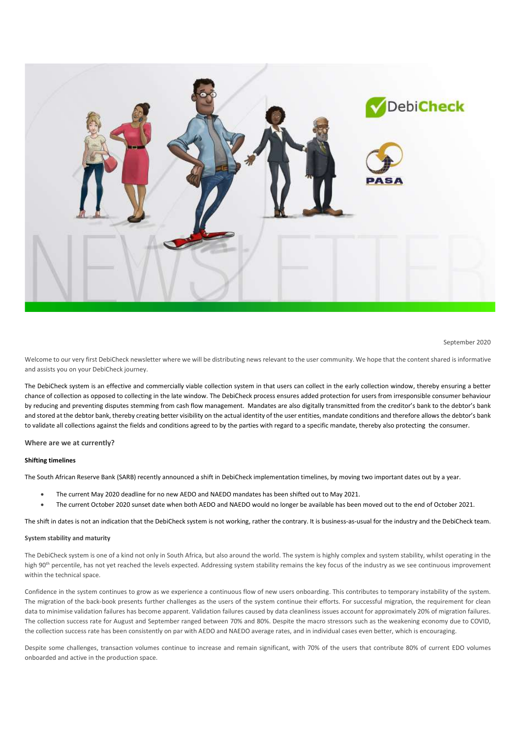September 2020

Welcome to our very first DebiCheck newsletter where we will be distributing news relevant to the user community. We hope that the content shared is informative and assists you on your DebiCheck journey.

The DebiCheck system is an effective and commercially viable collection system in that users can collect in the early collection window, thereby ensuring a better chance of collection as opposed to collecting in the late window. The DebiCheck process ensures added protection for users from irresponsible consumer behaviour by reducing and preventing disputes stemming from cash flow management. Mandates are also digitally transmitted from the creditor's bank to the debtor's bank and stored at the debtor bank, thereby creating better visibility on the actual identity of the user entities, mandate conditions and therefore allows the debtor's bank to validate all collections against the fields and conditions agreed to by the parties with regard to a specific mandate, thereby also protecting the consumer.

## Where are we at currently?

### Shifting timelines

The South African Reserve Bank (SARB) recently announced a shift in DebiCheck implementation timelines, by moving two important dates out by a year.

- The current May 2020 deadline for no new AEDO and NAEDO mandates has been shifted out to May 2021.
- The current October 2020 sunset date when both AEDO and NAEDO would no longer be available has been moved out to the end of October 2021.

The shift in dates is not an indication that the DebiCheck system is not working, rather the contrary. It is business-as-usual for the industry and the DebiCheck team.

### System stability and maturity

The DebiCheck system is one of a kind not only in South Africa, but also around the world. The system is highly complex and system stability, whilst operating in the high 90th percentile, has not yet reached the levels expected. Addressing system stability remains the key focus of the industry as we see continuous improvement within the technical space.

Confidence in the system continues to grow as we experience a continuous flow of new users onboarding. This contributes to temporary instability of the system. The migration of the back-book presents further challenges as the users of the system continue their efforts. For successful migration, the requirement for clean data to minimise validation failures has become apparent. Validation failures caused by data cleanliness issues account for approximately 20% of migration failures. The collection success rate for August and September ranged between 70% and 80%. Despite the macro stressors such as the weakening economy due to COVID, the collection success rate has been consistently on par with AEDO and NAEDO average rates, and in individual cases even better, which is encouraging.

Despite some challenges, transaction volumes continue to increase and remain significant, with 70% of the users that contribute 80% of current EDO volumes onboarded and active in the production space.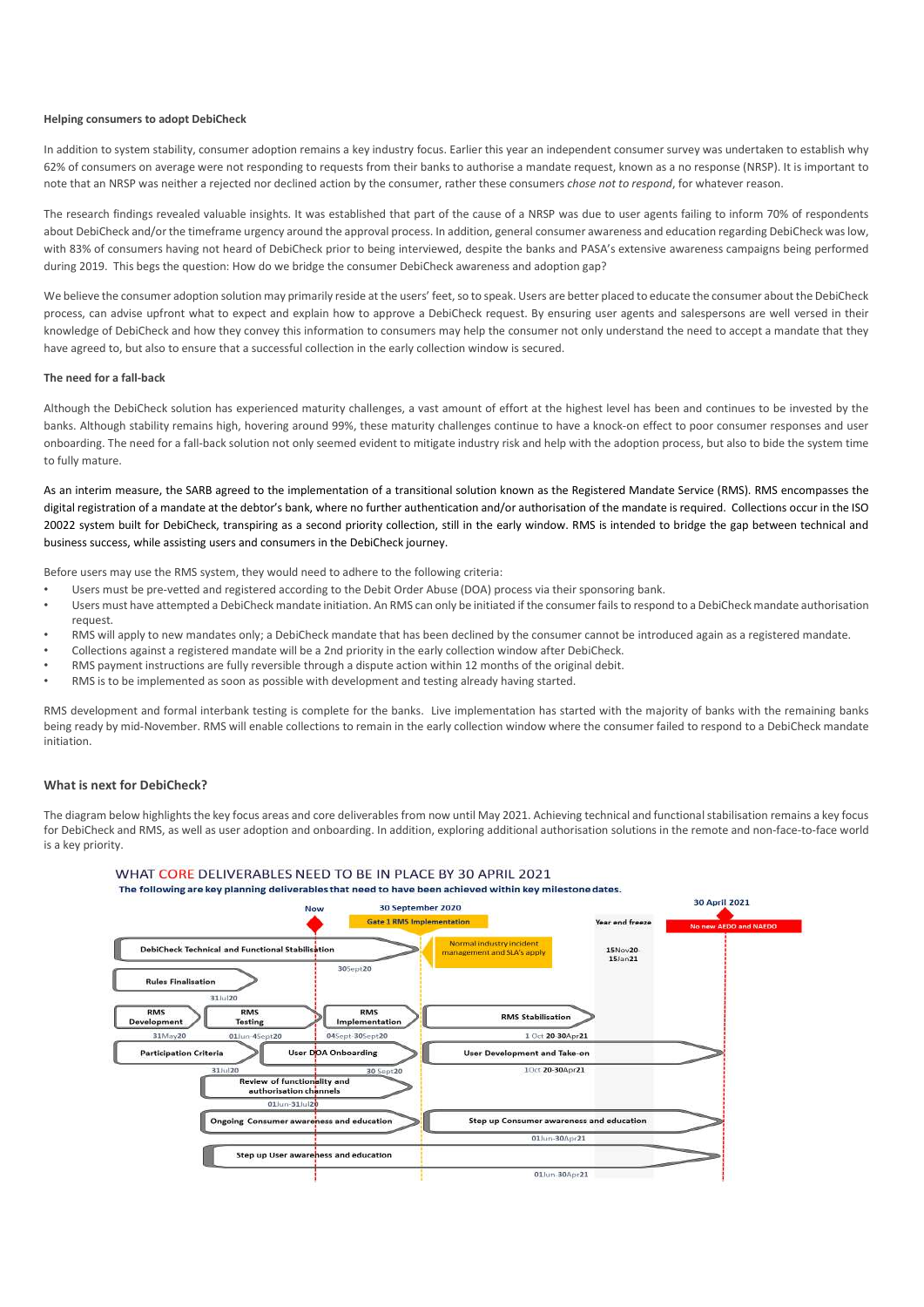**Helping consumers to adopt DebiCheck**

In addition to system stability, consumer adoption remains a key industry focus. Earlier this year an independent consumer survey was undertaken to establish why 62% of consumers on average were not responding to requests from their banks to authorise a mandate request, known as a no response (NRSP). It is important to note that an NRSP was neither a rejected nor declined action by the consumer, rather these consumers *chose not to respond*, for whatever reason.

The research findings revealed valuable insights. It was established that part of the cause of a NRSP was due to user agents failing to inform 70% of respondents about DebiCheck and/or the timeframe urgency around the approval process. In addition, general consumer awareness and education regarding DebiCheck was low, with 83% of consumers having not heard of DebiCheck prior to being interviewed, despite the banks and PASA's extensive awareness campaigns being performed during 2019. This begs the question: How do we bridge the consumer DebiCheck awareness and adoption gap?

We believe the consumer adoption solution may primarily reside at the users' feet, so to speak. Users are better placed to educate the consumer about the DebiCheck process, can advise upfront what to expect and explain how to approve a DebiCheck request. By ensuring user agents and salespersons are well versed in their knowledge of DebiCheck and how they convey this information to consumers may help the consumer not only understand the need to accept a mandate that they have agreed to, but also to ensure that a successful collection in the early collection window is secured.

**The need for a fall-back**

Although the DebiCheck solution has experienced maturity challenges, a vast amount of effort at the highest level has been and continues to be invested by the banks. Although stability remains high, hovering around 99%, these maturity challenges continue to have a knock-on effect to poor consumer responses and user onboarding. The need for a fall-back solution not only seemed evident to mitigate industry risk and help with the adoption process, but also to bide the system time to fully mature.

As an interim measure, the SARB agreed to the implementation of a transitional solution known as the Registered Mandate Service (RMS). RMS encompasses the digital registration of a mandate at the debtor's bank, where no further authentication and/or authorisation of the mandate is required. Collections occur in the ISO 20022 system built for DebiCheck, transpiring as a second priority collection, still in the early window. RMS is intended to bridge the gap between technical and business success, while assisting users and consumers in the DebiCheck journey.

Before users may use the RMS system, they would need to adhere to the following criteria:

- Users must be pre-vetted and registered according to the Debit Order Abuse (DOA) process via their sponsoring bank.
- Users must have attempted a DebiCheck mandate initiation. An RMS can only be initiated if the consumer fails to respond to a DebiCheck mandate authorisation request.
- RMS will apply to new mandates only; a DebiCheck mandate that has been declined by the consumer cannot be introduced again as a registered mandate.
- Collections against a registered mandate will be a 2nd priority in the early collection window after DebiCheck.
- RMS payment instructions are fully reversible through a dispute action within 12 months of the original debit.
- RMS is to be implemented as soon as possible with development and testing already having started.

RMS development and formal interbank testing is complete for the banks. Live implementation has started with the majority of banks with the remaining banks being ready by mid-November. RMS will enable collections to remain in the early collection window where the consumer failed to respond to a DebiCheck mandate initiation.

### What is next for DebiCheck?

The diagram below highlights the key focus areas and core deliverables from now until May 2021. Achieving technical and functional stabilisation remains a key focus for DebiCheck and RMS, as well as user adoption and onboarding. In addition, exploring additional authorisation solutions in the remote and non-face-to-face world is a key priority.

WHAT CORE DELIVERABLES NEED TO BE IN PLACE BY 30 APRIL 2021

The following are key planning deliverables that need to have been achieved within key milestone dates.

- Now
- 30 September 2020 – Gate 1 RMS Implementation
- Year end freeze – 15Nov20–15Jan21
- 30 April 2021 – No new AEDO and NAEDO
- DebiCheck Technical and Functional Stabilisation – 30Sept20
- Normal industry incident management and SLA's apply
- Rules Finalisation – 31Jul20
- RMS Development – 31May20
- RMS Testing – 01Jun–4Sept20
- RMS Implementation – 04Sept–30Sept20
- RMS Stabilisation – 1 Oct 20–30Apr21
- Participation Criteria – 31Jul20
- User DOA Onboarding – 30 Sept20
- User Development and Take-on – 1Oct 20–30Apr21
- Review of functionality and authorisation channels – 01Jun–31Jul20
- Ongoing Consumer awareness and education
- Step up Consumer awareness and education – 01Jun–30Apr21
- Step up User awareness and education – 01Jun–30Apr21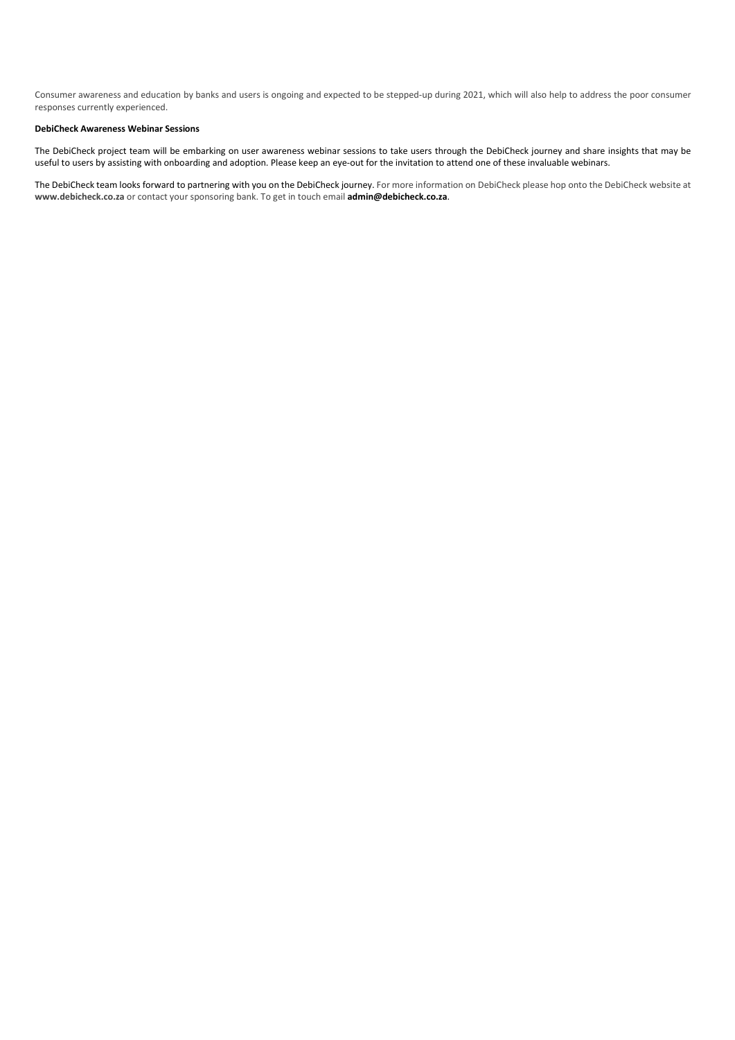Consumer awareness and education by banks and users is ongoing and expected to be stepped-up during 2021, which will also help to address the poor consumer responses currently experienced.

**DebiCheck Awareness Webinar Sessions**

The DebiCheck project team will be embarking on user awareness webinar sessions to take users through the DebiCheck journey and share insights that may be useful to users by assisting with onboarding and adoption. Please keep an eye-out for the invitation to attend one of these invaluable webinars.

The DebiCheck team looks forward to partnering with you on the DebiCheck journey. For more information on DebiCheck please hop onto the DebiCheck website at **www.debicheck.co.za** or contact your sponsoring bank. To get in touch email **admin@debicheck.co.za**.